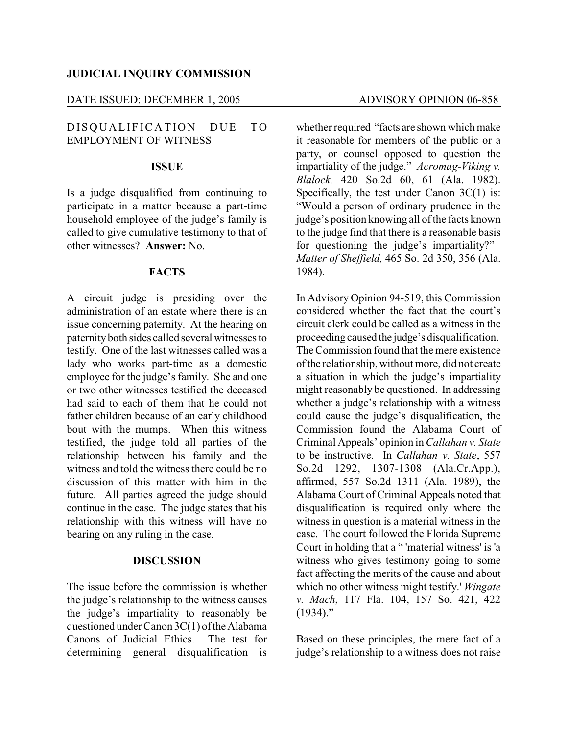**JUDICIAL INQUIRY COMMISSION**

DATE ISSUED: DECEMBER 1, 2005 — ADVISORY OPINION 06-858

DISQUALIFICATION DUE TO EMPLOYMENT OF WITNESS

**ISSUE**

Is a judge disqualified from continuing to participate in a matter because a part-time household employee of the judge's family is called to give cumulative testimony to that of other witnesses? **Answer:** No.

**FACTS**

A circuit judge is presiding over the administration of an estate where there is an issue concerning paternity. At the hearing on paternity both sides called several witnesses to testify. One of the last witnesses called was a lady who works part-time as a domestic employee for the judge's family. She and one or two other witnesses testified the deceased had said to each of them that he could not father children because of an early childhood bout with the mumps. When this witness testified, the judge told all parties of the relationship between his family and the witness and told the witness there could be no discussion of this matter with him in the future. All parties agreed the judge should continue in the case. The judge states that his relationship with this witness will have no bearing on any ruling in the case.

**DISCUSSION**

The issue before the commission is whether the judge's relationship to the witness causes the judge's impartiality to reasonably be questioned under Canon 3C(1) of the Alabama Canons of Judicial Ethics. The test for determining general disqualification is whether required "facts are shown which make it reasonable for members of the public or a party, or counsel opposed to question the impartiality of the judge." *Acromag-Viking v. Blalock,* 420 So.2d 60, 61 (Ala. 1982). Specifically, the test under Canon 3C(1) is: "Would a person of ordinary prudence in the judge's position knowing all of the facts known to the judge find that there is a reasonable basis for questioning the judge's impartiality?" *Matter of Sheffield,* 465 So. 2d 350, 356 (Ala. 1984).

In Advisory Opinion 94-519, this Commission considered whether the fact that the court's circuit clerk could be called as a witness in the proceeding caused the judge's disqualification. The Commission found that the mere existence of the relationship, without more, did not create a situation in which the judge's impartiality might reasonably be questioned. In addressing whether a judge's relationship with a witness could cause the judge's disqualification, the Commission found the Alabama Court of Criminal Appeals' opinion in *Callahan v. State* to be instructive. In *Callahan v. State*, 557 So.2d 1292, 1307-1308 (Ala.Cr.App.), affirmed, 557 So.2d 1311 (Ala. 1989), the Alabama Court of Criminal Appeals noted that disqualification is required only where the witness in question is a material witness in the case. The court followed the Florida Supreme Court in holding that a " 'material witness' is 'a witness who gives testimony going to some fact affecting the merits of the cause and about which no other witness might testify.' *Wingate v. Mach*, 117 Fla. 104, 157 So. 421, 422 (1934)."

Based on these principles, the mere fact of a judge's relationship to a witness does not raise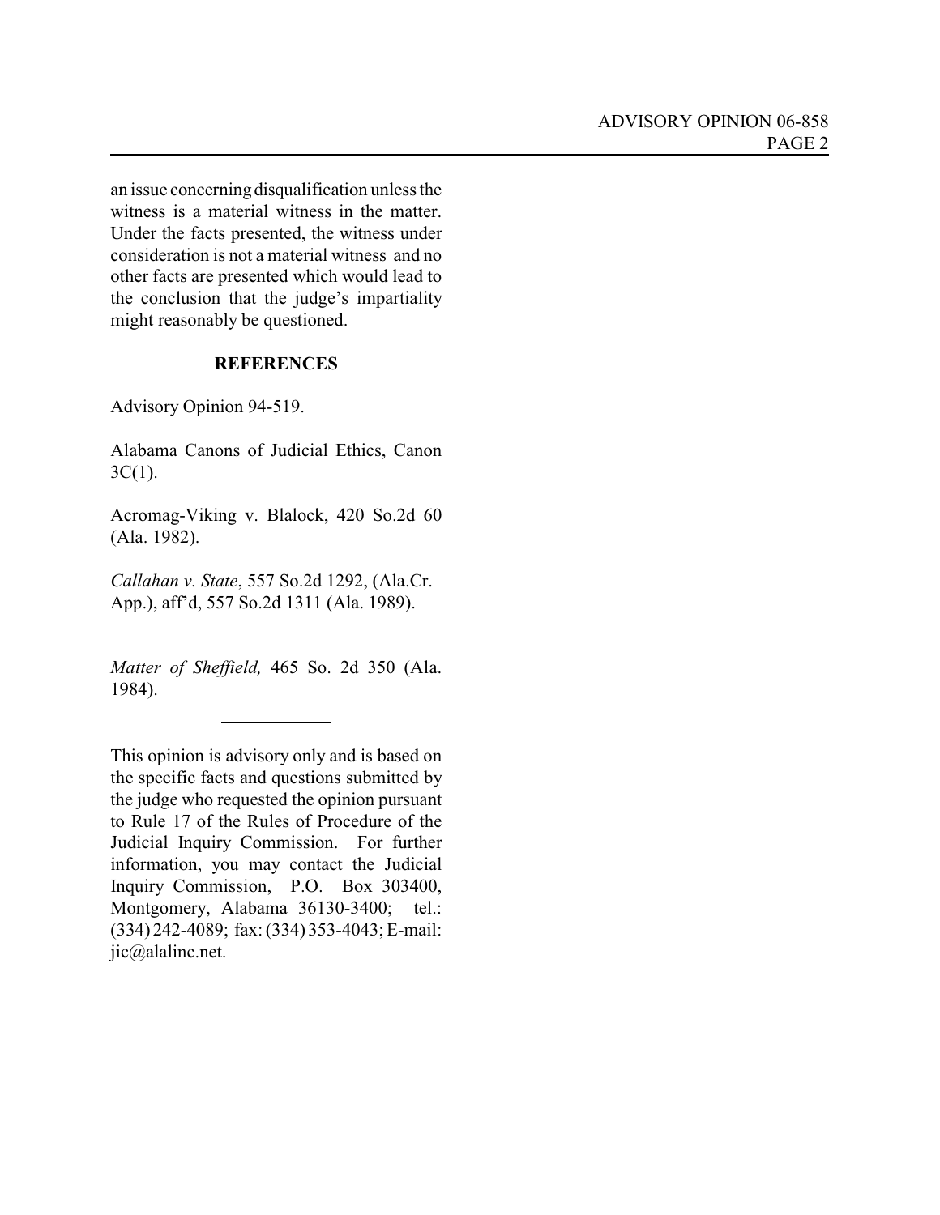an issue concerning disqualification unless the witness is a material witness in the matter. Under the facts presented, the witness under consideration is not a material witness and no other facts are presented which would lead to the conclusion that the judge's impartiality might reasonably be questioned.

**REFERENCES**

Advisory Opinion 94-519.

Alabama Canons of Judicial Ethics, Canon 3C(1).

Acromag-Viking v. Blalock, 420 So.2d 60 (Ala. 1982).

*Callahan v. State*, 557 So.2d 1292, (Ala.Cr. App.), aff'd, 557 So.2d 1311 (Ala. 1989).

*Matter of Sheffield,* 465 So. 2d 350 (Ala. 1984).

---

This opinion is advisory only and is based on the specific facts and questions submitted by the judge who requested the opinion pursuant to Rule 17 of the Rules of Procedure of the Judicial Inquiry Commission. For further information, you may contact the Judicial Inquiry Commission, P.O. Box 303400, Montgomery, Alabama 36130-3400; tel.: (334) 242-4089; fax: (334) 353-4043; E-mail: jic@alalinc.net.